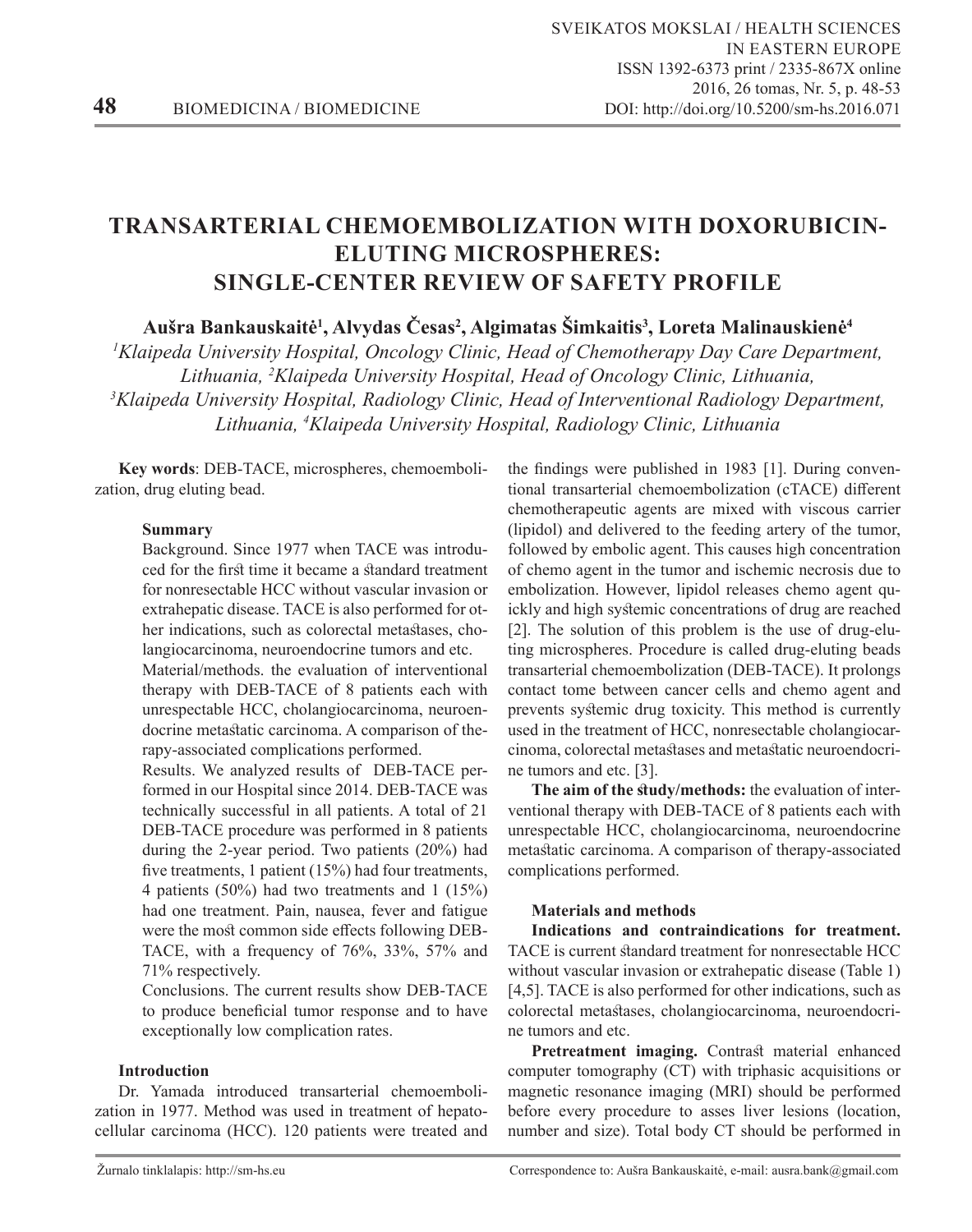# TRANSARTERIAL CHEMOEMBOLIZATION WITH DOXORUBICIN-ELUTING MICROSPHERES: SINGLE-CENTER REVIEW OF SAFETY PROFILE

**Aušra Bankauskaitė[1], Alvydas Česas[2], Algimatas Šimkaitis[3], Loreta Malinauskienė[4]**

*[1]Klaipeda University Hospital, Oncology Clinic, Head of Chemotherapy Day Care Department, Lithuania, [2]Klaipeda University Hospital, Head of Oncology Clinic, Lithuania, [3]Klaipeda University Hospital, Radiology Clinic, Head of Interventional Radiology Department, Lithuania, [4]Klaipeda University Hospital, Radiology Clinic, Lithuania*

**Key words**: DEB-TACE, microspheres, chemoembolization, drug eluting bead.

**Summary**

Background. Since 1977 when TACE was introduced for the first time it became a standard treatment for nonresectable HCC without vascular invasion or extrahepatic disease. TACE is also performed for other indications, such as colorectal metastases, cholangiocarcinoma, neuroendocrine tumors and etc.

Material/methods. the evaluation of interventional therapy with DEB-TACE of 8 patients each with unrespectable HCC, cholangiocarcinoma, neuroendocrine metastatic carcinoma. A comparison of therapy-associated complications performed.

Results. We analyzed results of DEB-TACE performed in our Hospital since 2014. DEB-TACE was technically successful in all patients. A total of 21 DEB-TACE procedure was performed in 8 patients during the 2-year period. Two patients (20%) had five treatments, 1 patient (15%) had four treatments, 4 patients (50%) had two treatments and 1 (15%) had one treatment. Pain, nausea, fever and fatigue were the most common side effects following DEB-TACE, with a frequency of 76%, 33%, 57% and 71% respectively.

Conclusions. The current results show DEB-TACE to produce beneficial tumor response and to have exceptionally low complication rates.

**Introduction**

Dr. Yamada introduced transarterial chemoembolization in 1977. Method was used in treatment of hepatocellular carcinoma (HCC). 120 patients were treated and the findings were published in 1983 [1]. During conventional transarterial chemoembolization (cTACE) different chemotherapeutic agents are mixed with viscous carrier (lipidol) and delivered to the feeding artery of the tumor, followed by embolic agent. This causes high concentration of chemo agent in the tumor and ischemic necrosis due to embolization. However, lipidol releases chemo agent quickly and high systemic concentrations of drug are reached [2]. The solution of this problem is the use of drug-eluting microspheres. Procedure is called drug-eluting beads transarterial chemoembolization (DEB-TACE). It prolongs contact tome between cancer cells and chemo agent and prevents systemic drug toxicity. This method is currently used in the treatment of HCC, nonresectable cholangiocarcinoma, colorectal metastases and metastatic neuroendocrine tumors and etc. [3].

**The aim of the study/methods:** the evaluation of interventional therapy with DEB-TACE of 8 patients each with unrespectable HCC, cholangiocarcinoma, neuroendocrine metastatic carcinoma. A comparison of therapy-associated complications performed.

**Materials and methods**

**Indications and contraindications for treatment.** TACE is current standard treatment for nonresectable HCC without vascular invasion or extrahepatic disease (Table 1) [4,5]. TACE is also performed for other indications, such as colorectal metastases, cholangiocarcinoma, neuroendocrine tumors and etc.

**Pretreatment imaging.** Contrast material enhanced computer tomography (CT) with triphasic acquisitions or magnetic resonance imaging (MRI) should be performed before every procedure to asses liver lesions (location, number and size). Total body CT should be performed in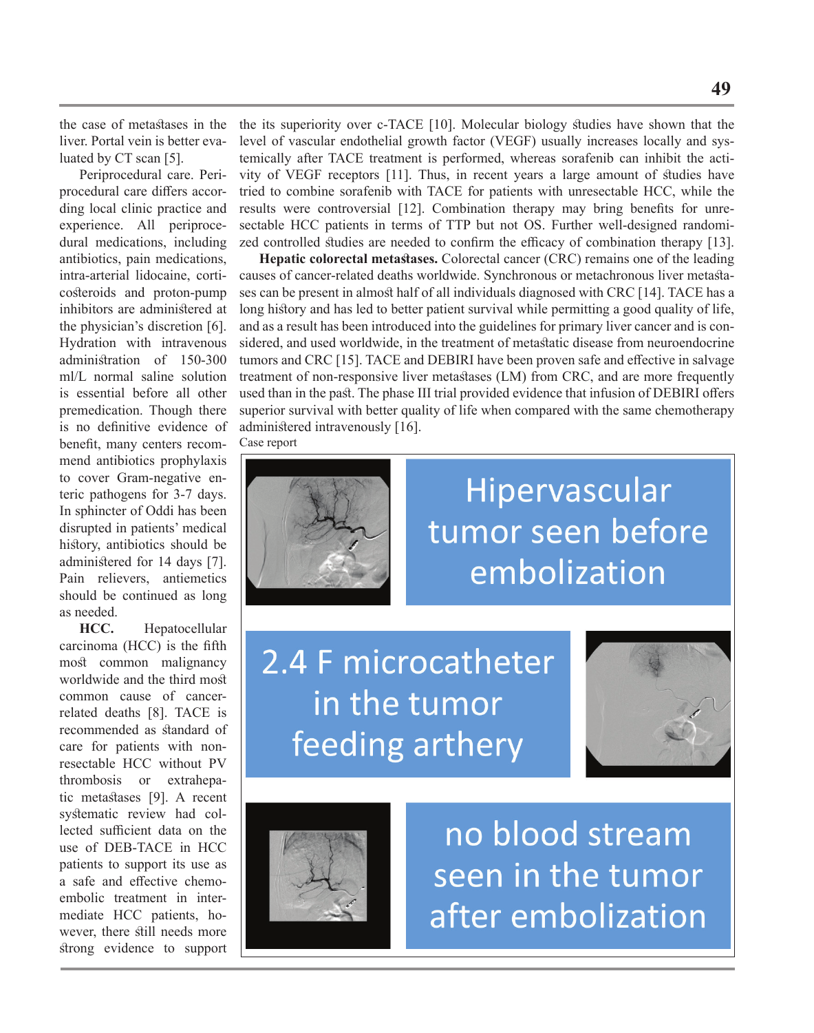the case of metastases in the liver. Portal vein is better evaluated by CT scan [5].

**Periprocedural care.** Periprocedural care differs according local clinic practice and experience. All periprocedural medications, including antibiotics, pain medications, intra-arterial lidocaine, corticosteroids and proton-pump inhibitors are administered at the physician's discretion [6]. Hydration with intravenous administration of 150-300 ml/L normal saline solution is essential before all other premedication. Though there is no definitive evidence of benefit, many centers recommend antibiotics prophylaxis to cover Gram-negative enteric pathogens for 3-7 days. In sphincter of Oddi has been disrupted in patients' medical history, antibiotics should be administered for 14 days [7]. Pain relievers, antiemetics should be continued as long as needed.

**HCC.** Hepatocellular carcinoma (HCC) is the fifth most common malignancy worldwide and the third most common cause of cancer-related deaths [8]. TACE is recommended as standard of care for patients with non-resectable HCC without PV thrombosis or extrahepatic metastases [9]. A recent systematic review had collected sufficient data on the use of DEB-TACE in HCC patients to support its use as a safe and effective chemoembolic treatment in intermediate HCC patients, however, there still needs more strong evidence to support the its superiority over c-TACE [10]. Molecular biology studies have shown that the level of vascular endothelial growth factor (VEGF) usually increases locally and systemically after TACE treatment is performed, whereas sorafenib can inhibit the activity of VEGF receptors [11]. Thus, in recent years a large amount of studies have tried to combine sorafenib with TACE for patients with unresectable HCC, while the results were controversial [12]. Combination therapy may bring benefits for unresectable HCC patients in terms of TTP but not OS. Further well-designed randomized controlled studies are needed to confirm the efficacy of combination therapy [13].

**Hepatic colorectal metastases.** Colorectal cancer (CRC) remains one of the leading causes of cancer-related deaths worldwide. Synchronous or metachronous liver metastases can be present in almost half of all individuals diagnosed with CRC [14]. TACE has a long history and has led to better patient survival while permitting a good quality of life, and as a result has been introduced into the guidelines for primary liver cancer and is considered, and used worldwide, in the treatment of metastatic disease from neuroendocrine tumors and CRC [15]. TACE and DEBIRI have been proven safe and effective in salvage treatment of non-responsive liver metastases (LM) from CRC, and are more frequently used than in the past. The phase III trial provided evidence that infusion of DEBIRI offers superior survival with better quality of life when compared with the same chemotherapy administered intravenously [16].

Case report

Hipervascular tumor seen before embolization

2.4 F microcatheter in the tumor feeding arthery

no blood stream seen in the tumor after embolization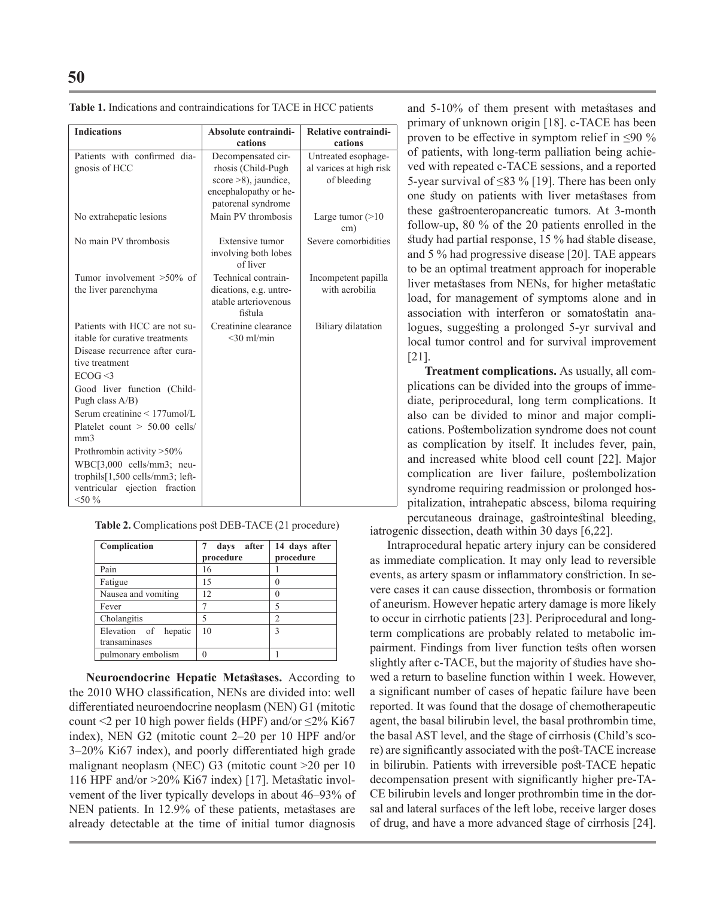**Table 1.** Indications and contraindications for TACE in HCC patients

| Indications | Absolute contraindications | Relative contraindications |
|---|---|---|
| Patients with confirmed diagnosis of HCC | Decompensated cirrhosis (Child-Pugh score >8), jaundice, encephalopathy or hepatorenal syndrome | Untreated esophageal varices at high risk of bleeding |
| No extrahepatic lesions | Main PV thrombosis | Large tumor (>10 cm) |
| No main PV thrombosis | Extensive tumor involving both lobes of liver | Severe comorbidities |
| Tumor involvement >50% of the liver parenchyma | Technical contraindications, e.g. untreatable arteriovenous fistula | Incompetent papilla with aerobilia |
| Patients with HCC are not suitable for curative treatments | Creatinine clearance <30 ml/min | Biliary dilatation |
| Disease recurrence after curative treatment | | |
| ECOG <3 | | |
| Good liver function (Child-Pugh class A/B) | | |
| Serum creatinine < 177umol/L | | |
| Platelet count > 50.00 cells/mm3 | | |
| Prothrombin activity >50% | | |
| WBC[3,000 cells/mm3; neutrophils[1,500 cells/mm3; left-ventricular ejection fraction <50 % | | |

**Table 2.** Complications post DEB-TACE (21 procedure)

| Complication | 7 days after procedure | 14 days after procedure |
|---|---|---|
| Pain | 16 | 1 |
| Fatigue | 15 | 0 |
| Nausea and vomiting | 12 | 0 |
| Fever | 7 | 5 |
| Cholangitis | 5 | 2 |
| Elevation of hepatic transaminases | 10 | 3 |
| pulmonary embolism | 0 | 1 |

**Neuroendocrine Hepatic Metastases.** According to the 2010 WHO classification, NENs are divided into: well differentiated neuroendocrine neoplasm (NEN) G1 (mitotic count <2 per 10 high power fields (HPF) and/or ≤2% Ki67 index), NEN G2 (mitotic count 2–20 per 10 HPF and/or 3–20% Ki67 index), and poorly differentiated high grade malignant neoplasm (NEC) G3 (mitotic count >20 per 10 116 HPF and/or >20% Ki67 index) [17]. Metastatic involvement of the liver typically develops in about 46–93% of NEN patients. In 12.9% of these patients, metastases are already detectable at the time of initial tumor diagnosis and 5-10% of them present with metastases and primary of unknown origin [18]. c-TACE has been proven to be effective in symptom relief in ≤90 % of patients, with long-term palliation being achieved with repeated c-TACE sessions, and a reported 5-year survival of ≤83 % [19]. There has been only one study on patients with liver metastases from these gastroenteropancreatic tumors. At 3-month follow-up, 80 % of the 20 patients enrolled in the study had partial response, 15 % had stable disease, and 5 % had progressive disease [20]. TAE appears to be an optimal treatment approach for inoperable liver metastases from NENs, for higher metastatic load, for management of symptoms alone and in association with interferon or somatostatin analogues, suggesting a prolonged 5-yr survival and local tumor control and for survival improvement [21].

**Treatment complications.** As usually, all complications can be divided into the groups of immediate, periprocedural, long term complications. It also can be divided to minor and major complications. Postembolization syndrome does not count as complication by itself. It includes fever, pain, and increased white blood cell count [22]. Major complication are liver failure, postembolization syndrome requiring readmission or prolonged hospitalization, intrahepatic abscess, biloma requiring percutaneous drainage, gastrointestinal bleeding, iatrogenic dissection, death within 30 days [6,22].

Intraprocedural hepatic artery injury can be considered as immediate complication. It may only lead to reversible events, as artery spasm or inflammatory constriction. In severe cases it can cause dissection, thrombosis or formation of aneurism. However hepatic artery damage is more likely to occur in cirrhotic patients [23]. Periprocedural and long-term complications are probably related to metabolic impairment. Findings from liver function tests often worsen slightly after c-TACE, but the majority of studies have showed a return to baseline function within 1 week. However, a significant number of cases of hepatic failure have been reported. It was found that the dosage of chemotherapeutic agent, the basal bilirubin level, the basal prothrombin time, the basal AST level, and the stage of cirrhosis (Child's score) are significantly associated with the post-TACE increase in bilirubin. Patients with irreversible post-TACE hepatic decompensation present with significantly higher pre-TACE bilirubin levels and longer prothrombin time in the dorsal and lateral surfaces of the left lobe, receive larger doses of drug, and have a more advanced stage of cirrhosis [24].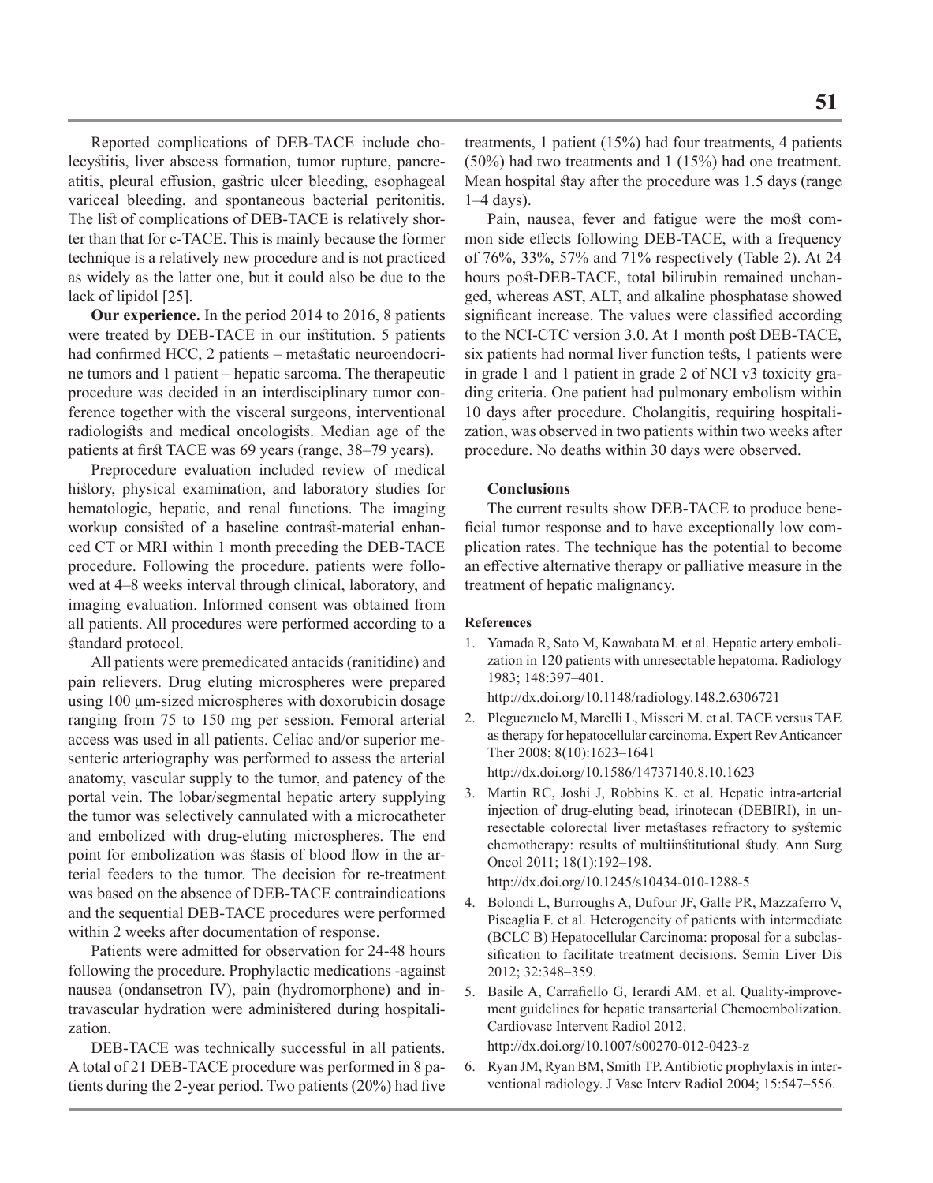Reported complications of DEB-TACE include cholecystitis, liver abscess formation, tumor rupture, pancreatitis, pleural effusion, gastric ulcer bleeding, esophageal variceal bleeding, and spontaneous bacterial peritonitis. The list of complications of DEB-TACE is relatively shorter than that for c-TACE. This is mainly because the former technique is a relatively new procedure and is not practiced as widely as the latter one, but it could also be due to the lack of lipidol [25].

**Our experience.** In the period 2014 to 2016, 8 patients were treated by DEB-TACE in our institution. 5 patients had confirmed HCC, 2 patients – metastatic neuroendocrine tumors and 1 patient – hepatic sarcoma. The therapeutic procedure was decided in an interdisciplinary tumor conference together with the visceral surgeons, interventional radiologists and medical oncologists. Median age of the patients at first TACE was 69 years (range, 38–79 years).

Preprocedure evaluation included review of medical history, physical examination, and laboratory studies for hematologic, hepatic, and renal functions. The imaging workup consisted of a baseline contrast-material enhanced CT or MRI within 1 month preceding the DEB-TACE procedure. Following the procedure, patients were followed at 4–8 weeks interval through clinical, laboratory, and imaging evaluation. Informed consent was obtained from all patients. All procedures were performed according to a standard protocol.

All patients were premedicated antacids (ranitidine) and pain relievers. Drug eluting microspheres were prepared using 100 μm-sized microspheres with doxorubicin dosage ranging from 75 to 150 mg per session. Femoral arterial access was used in all patients. Celiac and/or superior mesenteric arteriography was performed to assess the arterial anatomy, vascular supply to the tumor, and patency of the portal vein. The lobar/segmental hepatic artery supplying the tumor was selectively cannulated with a microcatheter and embolized with drug-eluting microspheres. The end point for embolization was stasis of blood flow in the arterial feeders to the tumor. The decision for re-treatment was based on the absence of DEB-TACE contraindications and the sequential DEB-TACE procedures were performed within 2 weeks after documentation of response.

Patients were admitted for observation for 24-48 hours following the procedure. Prophylactic medications -against nausea (ondansetron IV), pain (hydromorphone) and intravascular hydration were administered during hospitalization.

DEB-TACE was technically successful in all patients. A total of 21 DEB-TACE procedure was performed in 8 patients during the 2-year period. Two patients (20%) had five treatments, 1 patient (15%) had four treatments, 4 patients (50%) had two treatments and 1 (15%) had one treatment. Mean hospital stay after the procedure was 1.5 days (range 1–4 days).

Pain, nausea, fever and fatigue were the most common side effects following DEB-TACE, with a frequency of 76%, 33%, 57% and 71% respectively (Table 2). At 24 hours post-DEB-TACE, total bilirubin remained unchanged, whereas AST, ALT, and alkaline phosphatase showed significant increase. The values were classified according to the NCI-CTC version 3.0. At 1 month post DEB-TACE, six patients had normal liver function tests, 1 patients were in grade 1 and 1 patient in grade 2 of NCI v3 toxicity grading criteria. One patient had pulmonary embolism within 10 days after procedure. Cholangitis, requiring hospitalization, was observed in two patients within two weeks after procedure. No deaths within 30 days were observed.

## Conclusions

The current results show DEB-TACE to produce beneficial tumor response and to have exceptionally low complication rates. The technique has the potential to become an effective alternative therapy or palliative measure in the treatment of hepatic malignancy.

## References

1. Yamada R, Sato M, Kawabata M. et al. Hepatic artery embolization in 120 patients with unresectable hepatoma. Radiology 1983; 148:397–401. http://dx.doi.org/10.1148/radiology.148.2.6306721
2. Pleguezuelo M, Marelli L, Misseri M. et al. TACE versus TAE as therapy for hepatocellular carcinoma. Expert Rev Anticancer Ther 2008; 8(10):1623–1641 http://dx.doi.org/10.1586/14737140.8.10.1623
3. Martin RC, Joshi J, Robbins K. et al. Hepatic intra-arterial injection of drug-eluting bead, irinotecan (DEBIRI), in unresectable colorectal liver metastases refractory to systemic chemotherapy: results of multiinstitutional study. Ann Surg Oncol 2011; 18(1):192–198. http://dx.doi.org/10.1245/s10434-010-1288-5
4. Bolondi L, Burroughs A, Dufour JF, Galle PR, Mazzaferro V, Piscaglia F. et al. Heterogeneity of patients with intermediate (BCLC B) Hepatocellular Carcinoma: proposal for a subclassification to facilitate treatment decisions. Semin Liver Dis 2012; 32:348–359.
5. Basile A, Carrafiello G, Ierardi AM. et al. Quality-improvement guidelines for hepatic transarterial Chemoembolization. Cardiovasc Intervent Radiol 2012. http://dx.doi.org/10.1007/s00270-012-0423-z
6. Ryan JM, Ryan BM, Smith TP. Antibiotic prophylaxis in interventional radiology. J Vasc Interv Radiol 2004; 15:547–556.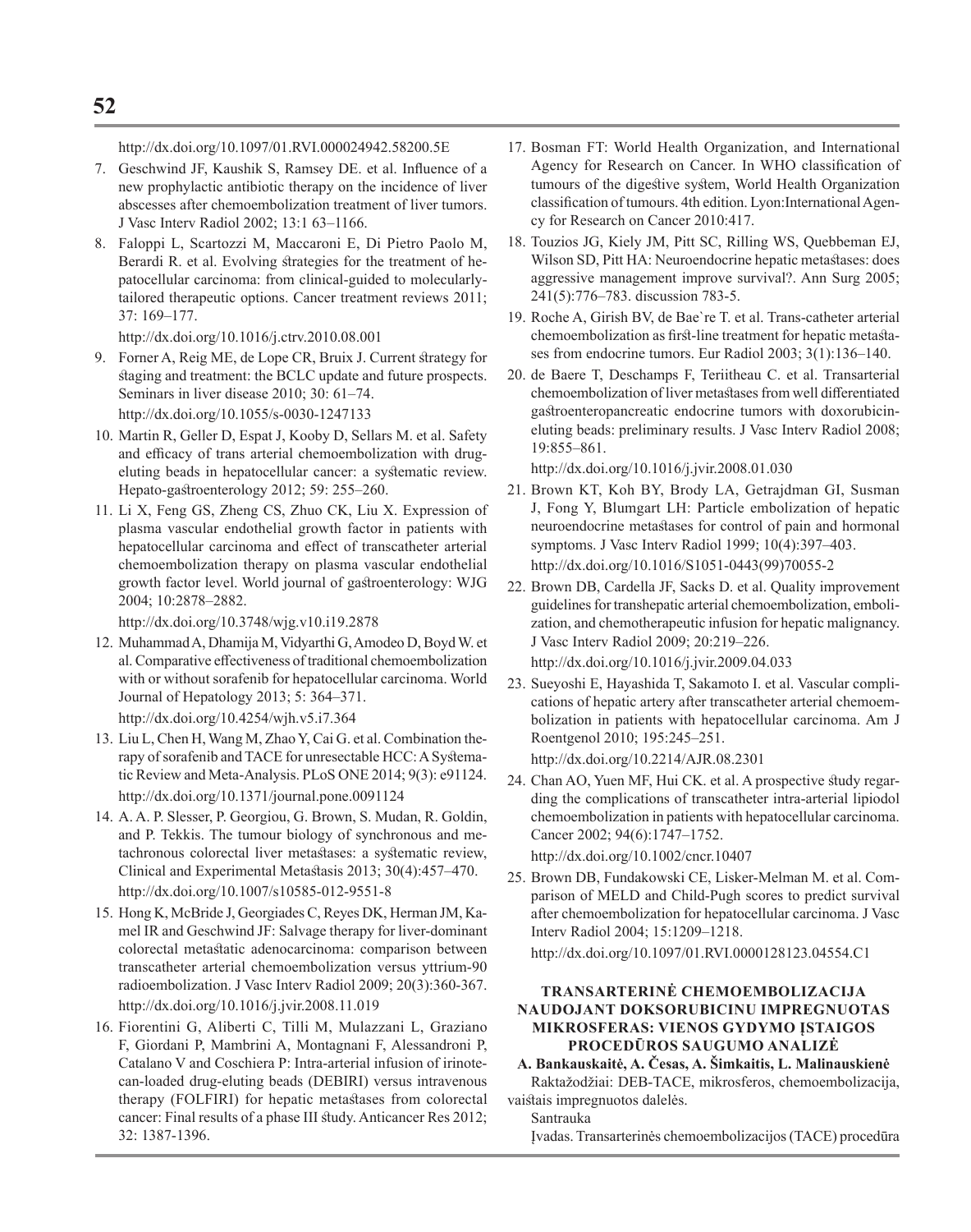http://dx.doi.org/10.1097/01.RVI.000024942.58200.5E

7. Geschwind JF, Kaushik S, Ramsey DE. et al. Influence of a new prophylactic antibiotic therapy on the incidence of liver abscesses after chemoembolization treatment of liver tumors. J Vasc Interv Radiol 2002; 13:1 63–1166.
8. Faloppi L, Scartozzi M, Maccaroni E, Di Pietro Paolo M, Berardi R. et al. Evolving strategies for the treatment of hepatocellular carcinoma: from clinical-guided to molecularly-tailored therapeutic options. Cancer treatment reviews 2011; 37: 169–177.
   http://dx.doi.org/10.1016/j.ctrv.2010.08.001
9. Forner A, Reig ME, de Lope CR, Bruix J. Current strategy for staging and treatment: the BCLC update and future prospects. Seminars in liver disease 2010; 30: 61–74.
   http://dx.doi.org/10.1055/s-0030-1247133
10. Martin R, Geller D, Espat J, Kooby D, Sellars M. et al. Safety and efficacy of trans arterial chemoembolization with drug-eluting beads in hepatocellular cancer: a systematic review. Hepato-gastroenterology 2012; 59: 255–260.
11. Li X, Feng GS, Zheng CS, Zhuo CK, Liu X. Expression of plasma vascular endothelial growth factor in patients with hepatocellular carcinoma and effect of transcatheter arterial chemoembolization therapy on plasma vascular endothelial growth factor level. World journal of gastroenterology: WJG 2004; 10:2878–2882.
   http://dx.doi.org/10.3748/wjg.v10.i19.2878
12. Muhammad A, Dhamija M, Vidyarthi G, Amodeo D, Boyd W. et al. Comparative effectiveness of traditional chemoembolization with or without sorafenib for hepatocellular carcinoma. World Journal of Hepatology 2013; 5: 364–371.
   http://dx.doi.org/10.4254/wjh.v5.i7.364
13. Liu L, Chen H, Wang M, Zhao Y, Cai G. et al. Combination therapy of sorafenib and TACE for unresectable HCC: A Systematic Review and Meta-Analysis. PLoS ONE 2014; 9(3): e91124.
   http://dx.doi.org/10.1371/journal.pone.0091124
14. A. A. P. Slesser, P. Georgiou, G. Brown, S. Mudan, R. Goldin, and P. Tekkis. The tumour biology of synchronous and metachronous colorectal liver metastases: a systematic review, Clinical and Experimental Metastasis 2013; 30(4):457–470.
   http://dx.doi.org/10.1007/s10585-012-9551-8
15. Hong K, McBride J, Georgiades C, Reyes DK, Herman JM, Kamel IR and Geschwind JF: Salvage therapy for liver-dominant colorectal metastatic adenocarcinoma: comparison between transcatheter arterial chemoembolization versus yttrium-90 radioembolization. J Vasc Interv Radiol 2009; 20(3):360-367.
   http://dx.doi.org/10.1016/j.jvir.2008.11.019
16. Fiorentini G, Aliberti C, Tilli M, Mulazzani L, Graziano F, Giordani P, Mambrini A, Montagnani F, Alessandroni P, Catalano V and Coschiera P: Intra-arterial infusion of irinotecan-loaded drug-eluting beads (DEBIRI) versus intravenous therapy (FOLFIRI) for hepatic metastases from colorectal cancer: Final results of a phase III study. Anticancer Res 2012; 32: 1387-1396.
17. Bosman FT: World Health Organization, and International Agency for Research on Cancer. In WHO classification of tumours of the digestive system, World Health Organization classification of tumours. 4th edition. Lyon:International Agency for Research on Cancer 2010:417.
18. Touzios JG, Kiely JM, Pitt SC, Rilling WS, Quebbeman EJ, Wilson SD, Pitt HA: Neuroendocrine hepatic metastases: does aggressive management improve survival?. Ann Surg 2005; 241(5):776–783. discussion 783-5.
19. Roche A, Girish BV, de Bae`re T. et al. Trans-catheter arterial chemoembolization as first-line treatment for hepatic metastases from endocrine tumors. Eur Radiol 2003; 3(1):136–140.
20. de Baere T, Deschamps F, Teriitheau C. et al. Transarterial chemoembolization of liver metastases from well differentiated gastroenteropancreatic endocrine tumors with doxorubicin-eluting beads: preliminary results. J Vasc Interv Radiol 2008; 19:855–861.
   http://dx.doi.org/10.1016/j.jvir.2008.01.030
21. Brown KT, Koh BY, Brody LA, Getrajdman GI, Susman J, Fong Y, Blumgart LH: Particle embolization of hepatic neuroendocrine metastases for control of pain and hormonal symptoms. J Vasc Interv Radiol 1999; 10(4):397–403.
   http://dx.doi.org/10.1016/S1051-0443(99)70055-2
22. Brown DB, Cardella JF, Sacks D. et al. Quality improvement guidelines for transhepatic arterial chemoembolization, embolization, and chemotherapeutic infusion for hepatic malignancy. J Vasc Interv Radiol 2009; 20:219–226.
   http://dx.doi.org/10.1016/j.jvir.2009.04.033
23. Sueyoshi E, Hayashida T, Sakamoto I. et al. Vascular complications of hepatic artery after transcatheter arterial chemoembolization in patients with hepatocellular carcinoma. Am J Roentgenol 2010; 195:245–251.
   http://dx.doi.org/10.2214/AJR.08.2301
24. Chan AO, Yuen MF, Hui CK. et al. A prospective study regarding the complications of transcatheter intra-arterial lipiodol chemoembolization in patients with hepatocellular carcinoma. Cancer 2002; 94(6):1747–1752.
   http://dx.doi.org/10.1002/cncr.10407
25. Brown DB, Fundakowski CE, Lisker-Melman M. et al. Comparison of MELD and Child-Pugh scores to predict survival after chemoembolization for hepatocellular carcinoma. J Vasc Interv Radiol 2004; 15:1209–1218.
   http://dx.doi.org/10.1097/01.RVI.0000128123.04554.C1

## TRANSARTERINĖ CHEMOEMBOLIZACIJA NAUDOJANT DOKSORUBICINU IMPREGNUOTAS MIKROSFERAS: VIENOS GYDYMO ĮSTAIGOS PROCEDŪROS SAUGUMO ANALIZĖ

**A. Bankauskaitė, A. Česas, A. Šimkaitis, L. Malinauskienė**

Raktažodžiai: DEB-TACE, mikrosferos, chemoembolizacija, vaistais impregnuotos dalelės.

Santrauka

Įvadas. Transarterinės chemoembolizacijos (TACE) procedūra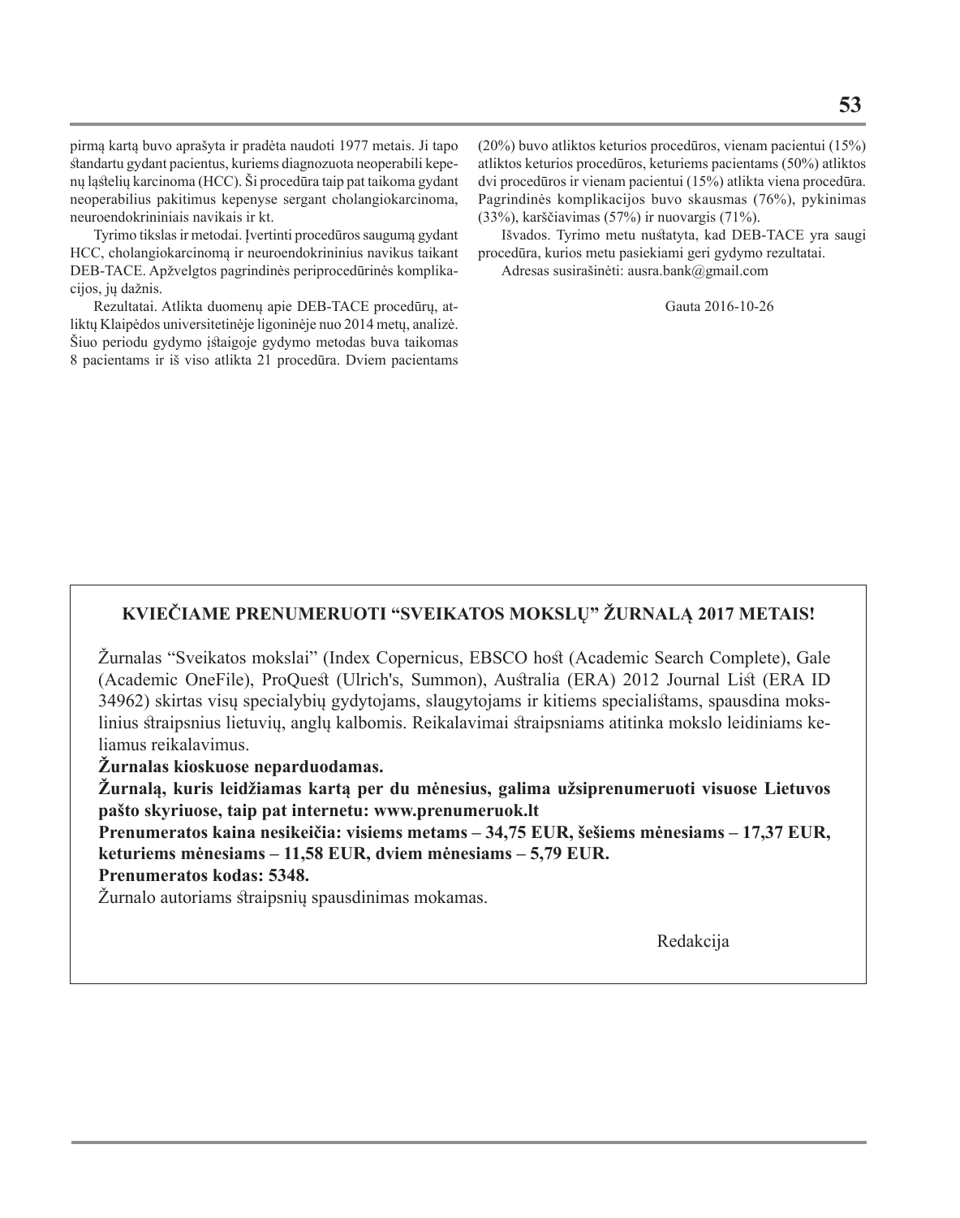pirmą kartą buvo aprašyta ir pradėta naudoti 1977 metais. Ji tapo standartu gydant pacientus, kuriems diagnozuota neoperabili kepenų ląstelių karcinoma (HCC). Ši procedūra taip pat taikoma gydant neoperabilius pakitimus kepenyse sergant cholangiokarcinoma, neuroendokrininiais navikais ir kt.

Tyrimo tikslas ir metodai. Įvertinti procedūros saugumą gydant HCC, cholangiokarcinomą ir neuroendokrininius navikus taikant DEB-TACE. Apžvelgtos pagrindinės periprocedūrinės komplikacijos, jų dažnis.

Rezultatai. Atlikta duomenų apie DEB-TACE procedūrų, atliktų Klaipėdos universitetinėje ligoninėje nuo 2014 metų, analizė. Šiuo periodu gydymo įstaigoje gydymo metodas buva taikomas 8 pacientams ir iš viso atlikta 21 procedūra. Dviem pacientams (20%) buvo atliktos keturios procedūros, vienam pacientui (15%) atliktos keturios procedūros, keturiems pacientams (50%) atliktos dvi procedūros ir vienam pacientui (15%) atlikta viena procedūra. Pagrindinės komplikacijos buvo skausmas (76%), pykinimas (33%), karščiavimas (57%) ir nuovargis (71%).

Išvados. Tyrimo metu nustatyta, kad DEB-TACE yra saugi procedūra, kurios metu pasiekiami geri gydymo rezultatai.

Adresas susirašinėti: ausra.bank@gmail.com

Gauta 2016-10-26

**KVIEČIAME PRENUMERUOTI "SVEIKATOS MOKSLŲ" ŽURNALĄ 2017 METAIS!**

Žurnalas "Sveikatos mokslai" (Index Copernicus, EBSCO host (Academic Search Complete), Gale (Academic OneFile), ProQuest (Ulrich's, Summon), Australia (ERA) 2012 Journal List (ERA ID 34962) skirtas visų specialybių gydytojams, slaugytojams ir kitiems specialistams, spausdina mokslinius straipsnius lietuvių, anglų kalbomis. Reikalavimai straipsniams atitinka mokslo leidiniams keliamus reikalavimus.

**Žurnalas kioskuose neparduodamas.**

**Žurnalą, kuris leidžiamas kartą per du mėnesius, galima užsiprenumeruoti visuose Lietuvos pašto skyriuose, taip pat internetu: www.prenumeruok.lt**

**Prenumeratos kaina nesikeičia: visiems metams – 34,75 EUR, šešiems mėnesiams – 17,37 EUR, keturiems mėnesiams – 11,58 EUR, dviem mėnesiams – 5,79 EUR.**

**Prenumeratos kodas: 5348.**

Žurnalo autoriams straipsnių spausdinimas mokamas.

Redakcija